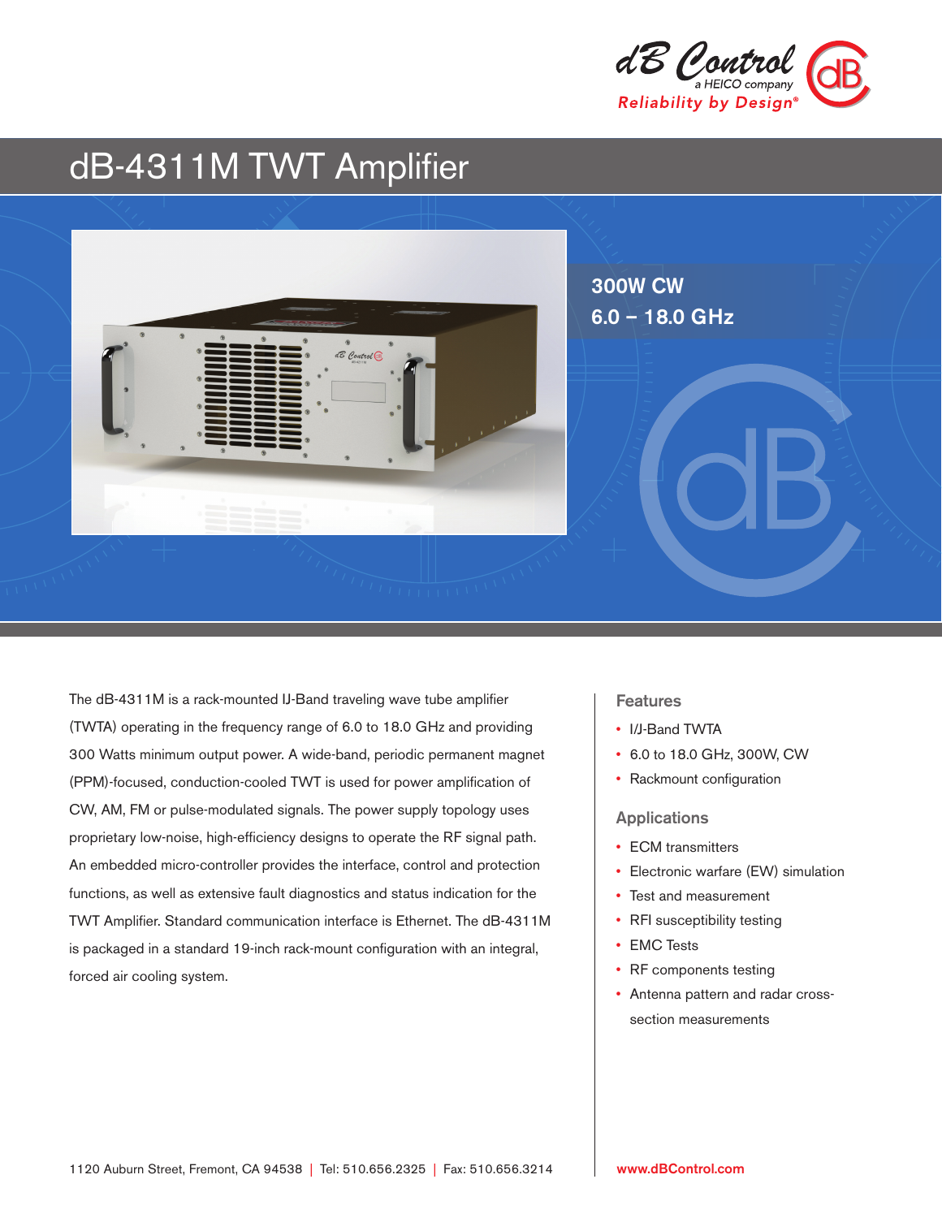dB Control
a HEICO company
Reliability by Design®

# dB-4311M TWT Amplifier

300W CW
6.0 – 18.0 GHz

The dB-4311M is a rack-mounted IJ-Band traveling wave tube amplifier (TWTA) operating in the frequency range of 6.0 to 18.0 GHz and providing 300 Watts minimum output power. A wide-band, periodic permanent magnet (PPM)-focused, conduction-cooled TWT is used for power amplification of CW, AM, FM or pulse-modulated signals. The power supply topology uses proprietary low-noise, high-efficiency designs to operate the RF signal path. An embedded micro-controller provides the interface, control and protection functions, as well as extensive fault diagnostics and status indication for the TWT Amplifier. Standard communication interface is Ethernet. The dB-4311M is packaged in a standard 19-inch rack-mount configuration with an integral, forced air cooling system.

## Features

- I/J-Band TWTA
- 6.0 to 18.0 GHz, 300W, CW
- Rackmount configuration

## Applications

- ECM transmitters
- Electronic warfare (EW) simulation
- Test and measurement
- RFI susceptibility testing
- EMC Tests
- RF components testing
- Antenna pattern and radar cross-section measurements

1120 Auburn Street, Fremont, CA 94538 | Tel: 510.656.2325 | Fax: 510.656.3214

www.dBControl.com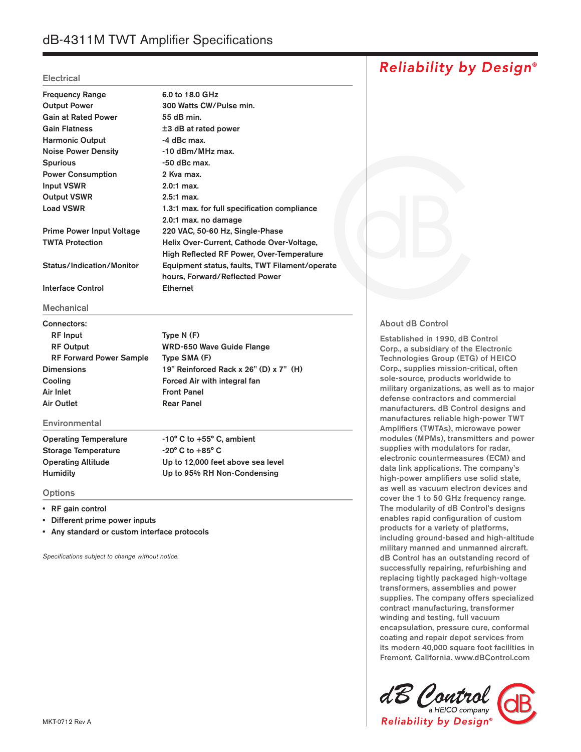# dB-4311M TWT Amplifier Specifications

## Electrical

| | |
|---|---|
| Frequency Range | 6.0 to 18.0 GHz |
| Output Power | 300 Watts CW/Pulse min. |
| Gain at Rated Power | 55 dB min. |
| Gain Flatness | ±3 dB at rated power |
| Harmonic Output | -4 dBc max. |
| Noise Power Density | -10 dBm/MHz max. |
| Spurious | -50 dBc max. |
| Power Consumption | 2 Kva max. |
| Input VSWR | 2.0:1 max. |
| Output VSWR | 2.5:1 max. |
| Load VSWR | 1.3:1 max. for full specification compliance<br>2.0:1 max. no damage |
| Prime Power Input Voltage | 220 VAC, 50-60 Hz, Single-Phase |
| TWTA Protection | Helix Over-Current, Cathode Over-Voltage, High Reflected RF Power, Over-Temperature |
| Status/Indication/Monitor | Equipment status, faults, TWT Filament/operate hours, Forward/Reflected Power |
| Interface Control | Ethernet |

## Mechanical

| | |
|---|---|
| Connectors: | |
| RF Input | Type N (F) |
| RF Output | WRD-650 Wave Guide Flange |
| RF Forward Power Sample | Type SMA (F) |
| Dimensions | 19" Reinforced Rack x 26" (D) x 7" (H) |
| Cooling | Forced Air with integral fan |
| Air Inlet | Front Panel |
| Air Outlet | Rear Panel |

## Environmental

| | |
|---|---|
| Operating Temperature | -10° C to +55° C, ambient |
| Storage Temperature | -20° C to +85° C |
| Operating Altitude | Up to 12,000 feet above sea level |
| Humidity | Up to 95% RH Non-Condensing |

## Options

- RF gain control
- Different prime power inputs
- Any standard or custom interface protocols

*Specifications subject to change without notice.*

MKT-0712 Rev A

*Reliability by Design®*

### About dB Control

Established in 1990, dB Control Corp., a subsidiary of the Electronic Technologies Group (ETG) of HEICO Corp., supplies mission-critical, often sole-source, products worldwide to military organizations, as well as to major defense contractors and commercial manufacturers. dB Control designs and manufactures reliable high-power TWT Amplifiers (TWTAs), microwave power modules (MPMs), transmitters and power supplies with modulators for radar, electronic countermeasures (ECM) and data link applications. The company's high-power amplifiers use solid state, as well as vacuum electron devices and cover the 1 to 50 GHz frequency range. The modularity of dB Control's designs enables rapid configuration of custom products for a variety of platforms, including ground-based and high-altitude military manned and unmanned aircraft. dB Control has an outstanding record of successfully repairing, refurbishing and replacing tightly packaged high-voltage transformers, assemblies and power supplies. The company offers specialized contract manufacturing, transformer winding and testing, full vacuum encapsulation, pressure cure, conformal coating and repair depot services from its modern 40,000 square foot facilities in Fremont, California. www.dBControl.com

dB Control
a HEICO company
*Reliability by Design®*